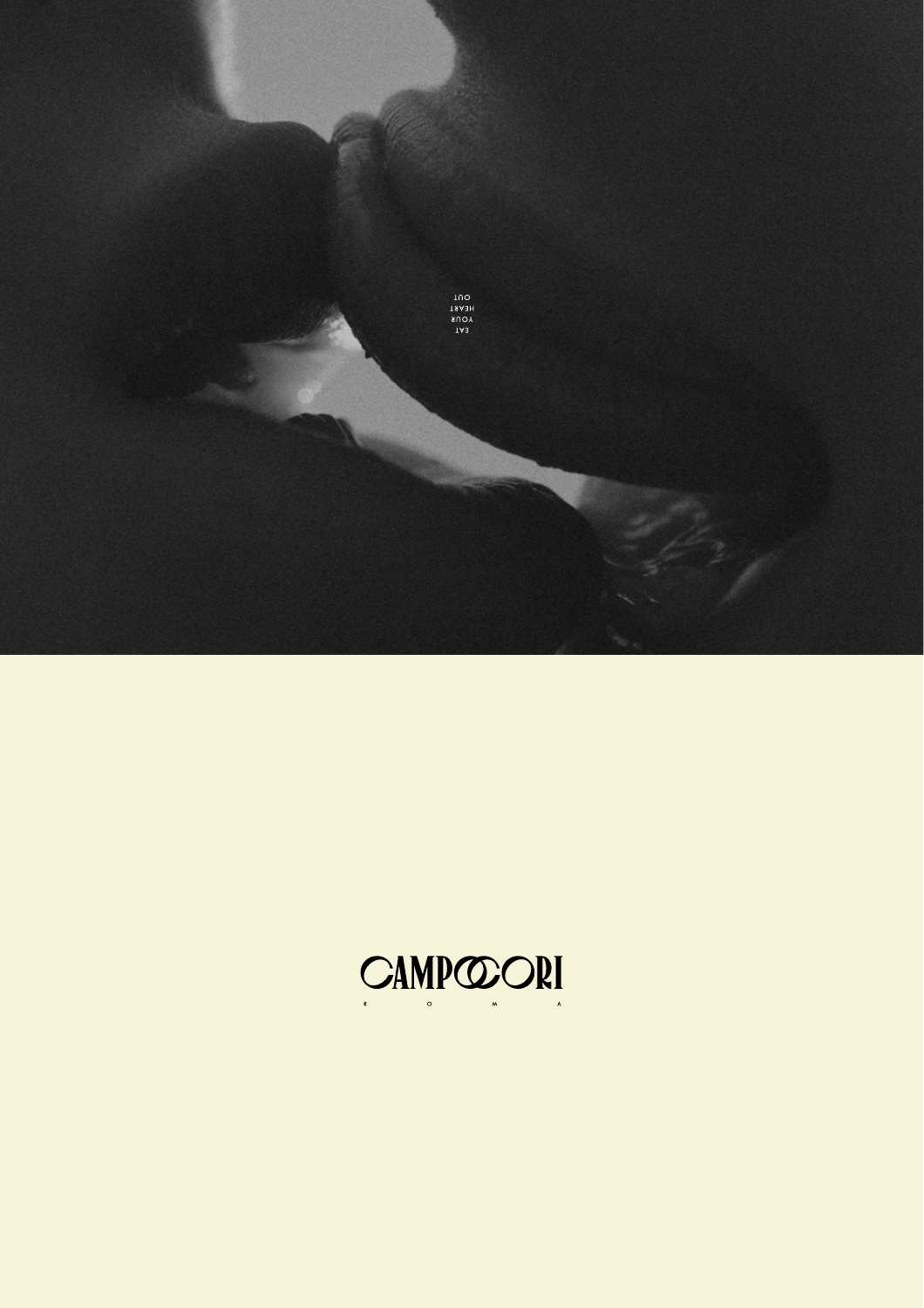EAT
YOUR
HEART
OUT

CAMPOCORI

R O M A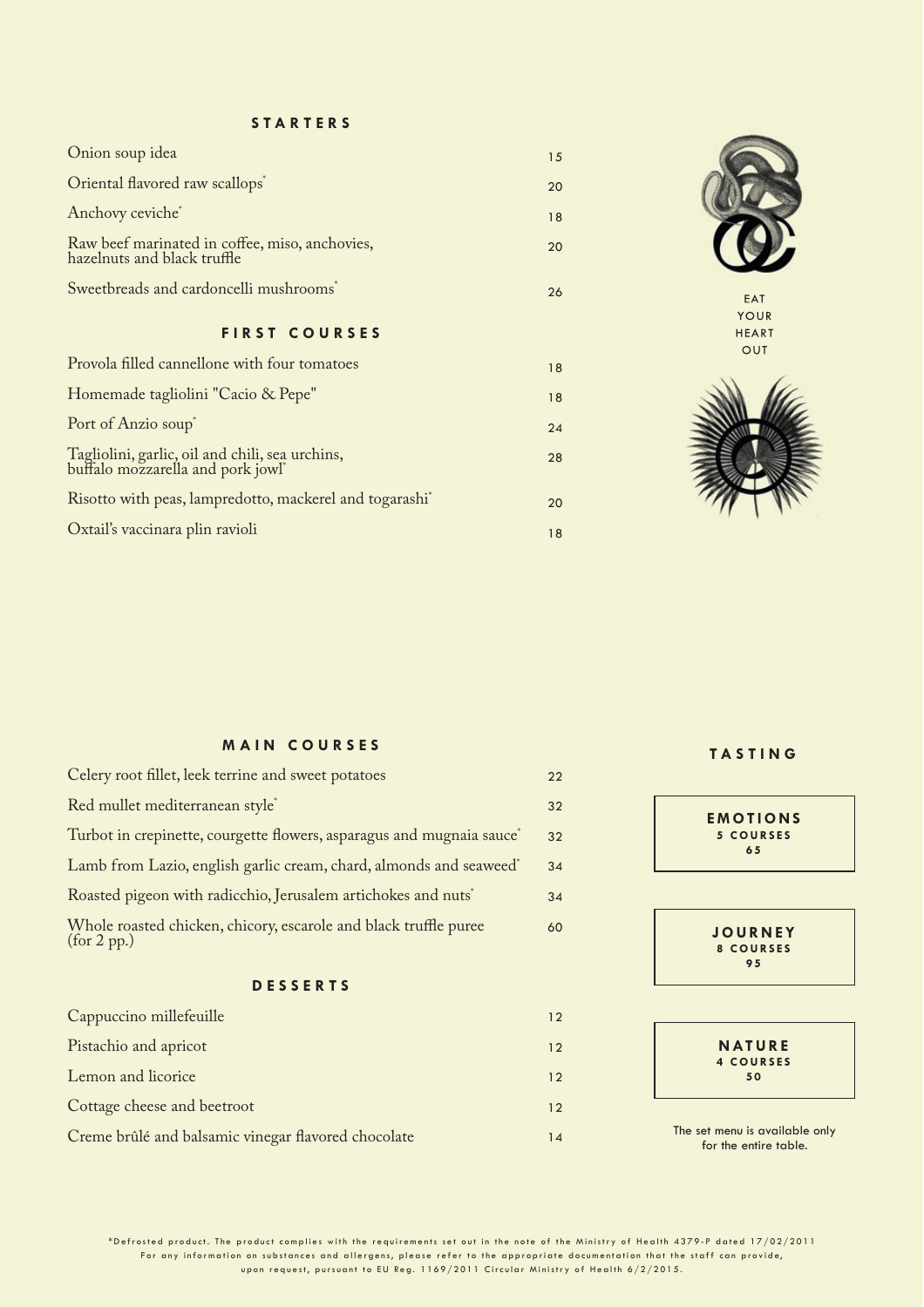## STARTERS

| | |
|---|---|
| Onion soup idea | 15 |
| Oriental flavored raw scallops* | 20 |
| Anchovy ceviche* | 18 |
| Raw beef marinated in coffee, miso, anchovies, hazelnuts and black truffle | 20 |
| Sweetbreads and cardoncelli mushrooms* | 26 |

## FIRST COURSES

| | |
|---|---|
| Provola filled cannellone with four tomatoes | 18 |
| Homemade tagliolini "Cacio & Pepe" | 18 |
| Port of Anzio soup* | 24 |
| Tagliolini, garlic, oil and chili, sea urchins, buffalo mozzarella and pork jowl* | 28 |
| Risotto with peas, lampredotto, mackerel and togarashi* | 20 |
| Oxtail's vaccinara plin ravioli | 18 |

EAT YOUR HEART OUT

## MAIN COURSES

| | |
|---|---|
| Celery root fillet, leek terrine and sweet potatoes | 22 |
| Red mullet mediterranean style* | 32 |
| Turbot in crepinette, courgette flowers, asparagus and mugnaia sauce* | 32 |
| Lamb from Lazio, english garlic cream, chard, almonds and seaweed* | 34 |
| Roasted pigeon with radicchio, Jerusalem artichokes and nuts* | 34 |
| Whole roasted chicken, chicory, escarole and black truffle puree (for 2 pp.) | 60 |

## DESSERTS

| | |
|---|---|
| Cappuccino millefeuille | 12 |
| Pistachio and apricot | 12 |
| Lemon and licorice | 12 |
| Cottage cheese and beetroot | 12 |
| Creme brûlé and balsamic vinegar flavored chocolate | 14 |

## TASTING

**EMOTIONS**
**5 COURSES**
**65**

**JOURNEY**
**8 COURSES**
**95**

**NATURE**
**4 COURSES**
**50**

The set menu is available only for the entire table.

*Defrosted product. The product complies with the requirements set out in the note of the Ministry of Health 4379-P dated 17/02/2011
For any information on substances and allergens, please refer to the appropriate documentation that the staff can provide, upon request, pursuant to EU Reg. 1169/2011 Circular Ministry of Health 6/2/2015.